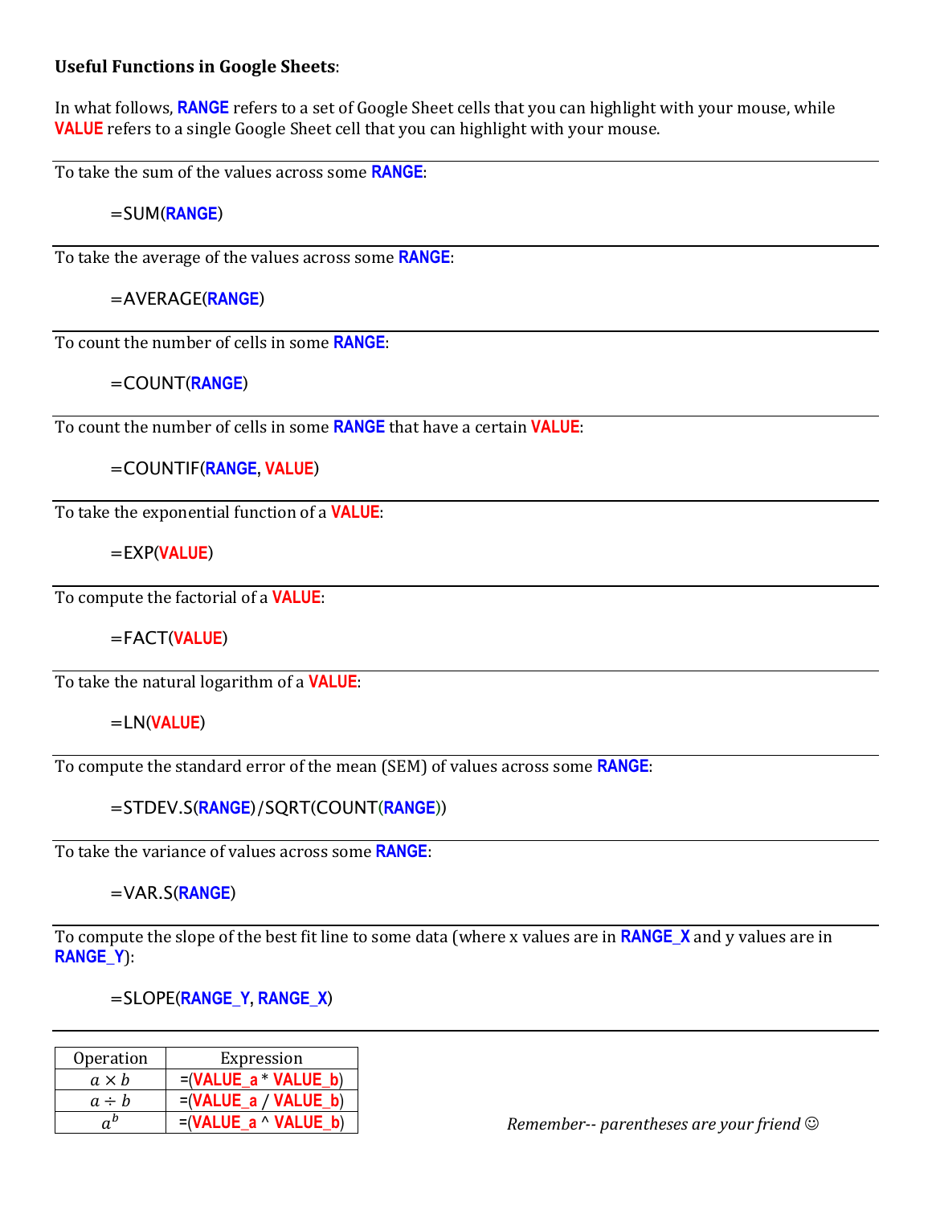**Useful Functions in Google Sheets**:

In what follows, **RANGE** refers to a set of Google Sheet cells that you can highlight with your mouse, while **VALUE** refers to a single Google Sheet cell that you can highlight with your mouse.

---

To take the sum of the values across some **RANGE**:

```
=SUM(RANGE)
```

---

To take the average of the values across some **RANGE**:

```
=AVERAGE(RANGE)
```

---

To count the number of cells in some **RANGE**:

```
=COUNT(RANGE)
```

---

To count the number of cells in some **RANGE** that have a certain **VALUE**:

```
=COUNTIF(RANGE, VALUE)
```

---

To take the exponential function of a **VALUE**:

```
=EXP(VALUE)
```

---

To compute the factorial of a **VALUE**:

```
=FACT(VALUE)
```

---

To take the natural logarithm of a **VALUE**:

```
=LN(VALUE)
```

---

To compute the standard error of the mean (SEM) of values across some **RANGE**:

```
=STDEV.S(RANGE)/SQRT(COUNT(RANGE))
```

---

To take the variance of values across some **RANGE**:

```
=VAR.S(RANGE)
```

---

To compute the slope of the best fit line to some data (where x values are in **RANGE_X** and y values are in **RANGE_Y**):

```
=SLOPE(RANGE_Y, RANGE_X)
```

---

| Operation | Expression |
|---|---|
| $a \times b$ | =(VALUE_a * VALUE_b) |
| $a \div b$ | =(VALUE_a / VALUE_b) |
| $a^b$ | =(VALUE_a ^ VALUE_b) |

*Remember-- parentheses are your friend ☺*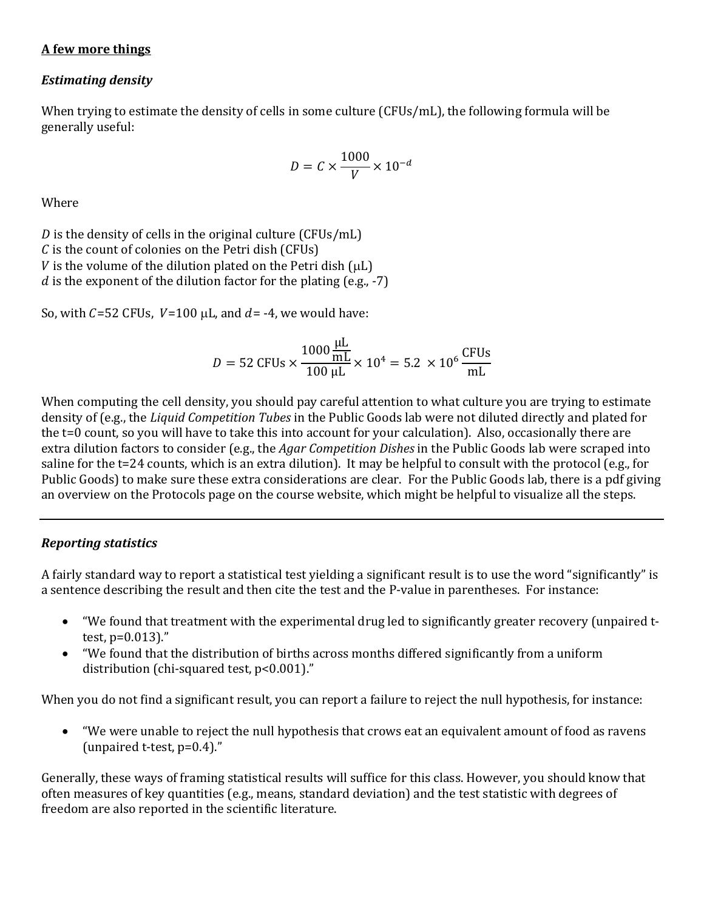## A few more things

### *Estimating density*

When trying to estimate the density of cells in some culture (CFUs/mL), the following formula will be generally useful:

$$D = C \times \frac{1000}{V} \times 10^{-d}$$

Where

$D$ is the density of cells in the original culture (CFUs/mL)
$C$ is the count of colonies on the Petri dish (CFUs)
$V$ is the volume of the dilution plated on the Petri dish (μL)
$d$ is the exponent of the dilution factor for the plating (e.g., -7)

So, with $C$=52 CFUs, $V$=100 μL, and $d$= -4, we would have:

$$D = 52 \text{ CFUs} \times \frac{1000 \frac{\mu\text{L}}{\text{mL}}}{100 \text{ } \mu\text{L}} \times 10^4 = 5.2 \times 10^6 \frac{\text{CFUs}}{\text{mL}}$$

When computing the cell density, you should pay careful attention to what culture you are trying to estimate density of (e.g., the *Liquid Competition Tubes* in the Public Goods lab were not diluted directly and plated for the t=0 count, so you will have to take this into account for your calculation). Also, occasionally there are extra dilution factors to consider (e.g., the *Agar Competition Dishes* in the Public Goods lab were scraped into saline for the t=24 counts, which is an extra dilution). It may be helpful to consult with the protocol (e.g., for Public Goods) to make sure these extra considerations are clear. For the Public Goods lab, there is a pdf giving an overview on the Protocols page on the course website, which might be helpful to visualize all the steps.

---

### *Reporting statistics*

A fairly standard way to report a statistical test yielding a significant result is to use the word "significantly" is a sentence describing the result and then cite the test and the P-value in parentheses. For instance:

- "We found that treatment with the experimental drug led to significantly greater recovery (unpaired t-test, p=0.013)."
- "We found that the distribution of births across months differed significantly from a uniform distribution (chi-squared test, p<0.001)."

When you do not find a significant result, you can report a failure to reject the null hypothesis, for instance:

- "We were unable to reject the null hypothesis that crows eat an equivalent amount of food as ravens (unpaired t-test, p=0.4)."

Generally, these ways of framing statistical results will suffice for this class. However, you should know that often measures of key quantities (e.g., means, standard deviation) and the test statistic with degrees of freedom are also reported in the scientific literature.